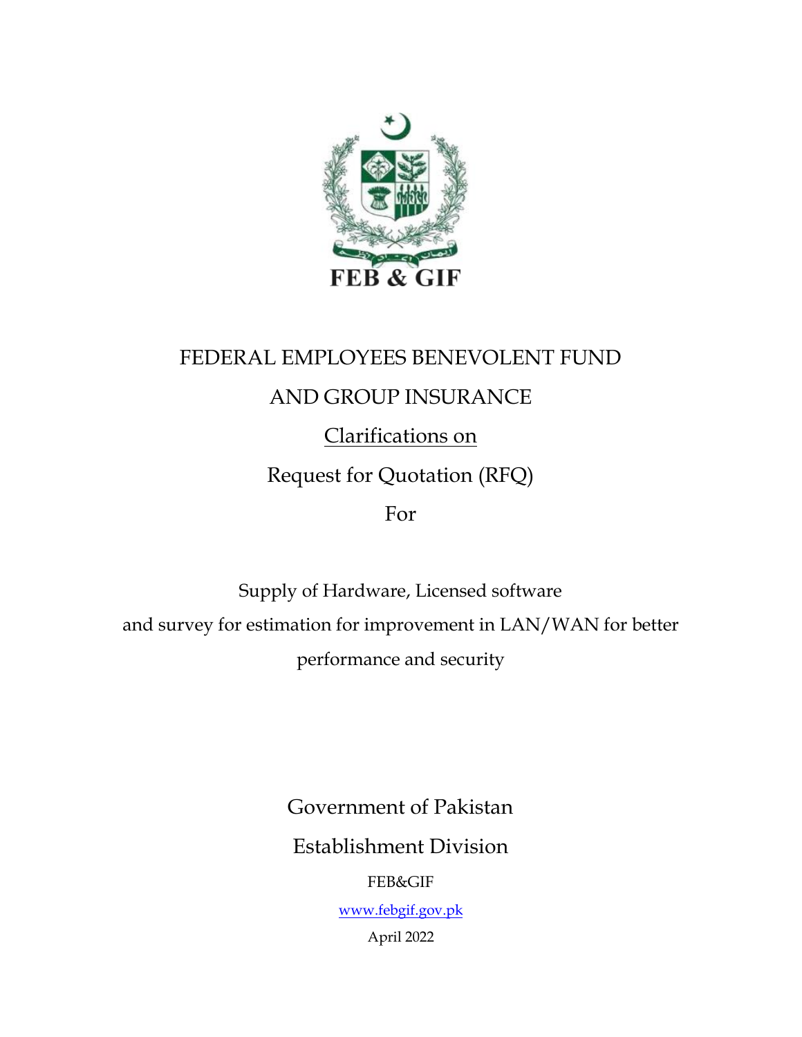FEB & GIF

# FEDERAL EMPLOYEES BENEVOLENT FUND AND GROUP INSURANCE

## Clarifications on

## Request for Quotation (RFQ)

## For

Supply of Hardware, Licensed software and survey for estimation for improvement in LAN/WAN for better performance and security

Government of Pakistan

Establishment Division

FEB&GIF

www.febgif.gov.pk

April 2022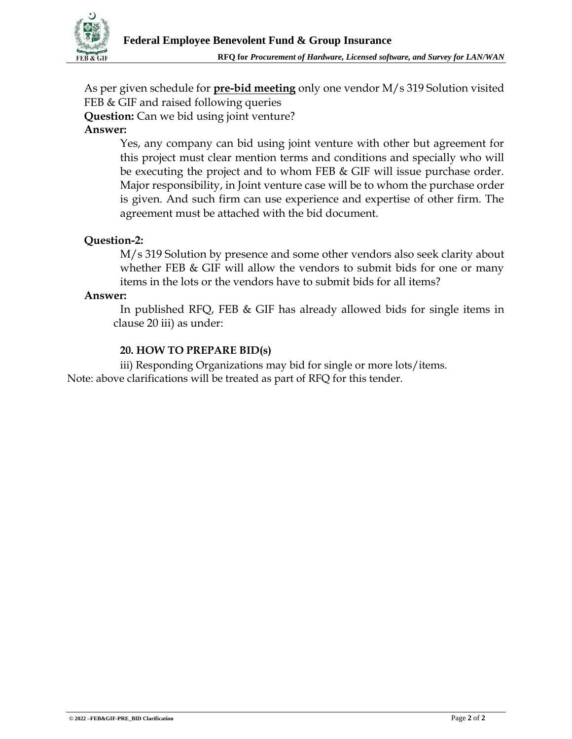As per given schedule for **pre-bid meeting** only one vendor M/s 319 Solution visited FEB & GIF and raised following queries

**Question:** Can we bid using joint venture?

**Answer:**

Yes, any company can bid using joint venture with other but agreement for this project must clear mention terms and conditions and specially who will be executing the project and to whom FEB & GIF will issue purchase order. Major responsibility, in Joint venture case will be to whom the purchase order is given. And such firm can use experience and expertise of other firm. The agreement must be attached with the bid document.

**Question-2:**

M/s 319 Solution by presence and some other vendors also seek clarity about whether FEB & GIF will allow the vendors to submit bids for one or many items in the lots or the vendors have to submit bids for all items?

**Answer:**

In published RFQ, FEB & GIF has already allowed bids for single items in clause 20 iii) as under:

**20. HOW TO PREPARE BID(s)**

iii) Responding Organizations may bid for single or more lots/items.

Note: above clarifications will be treated as part of RFQ for this tender.